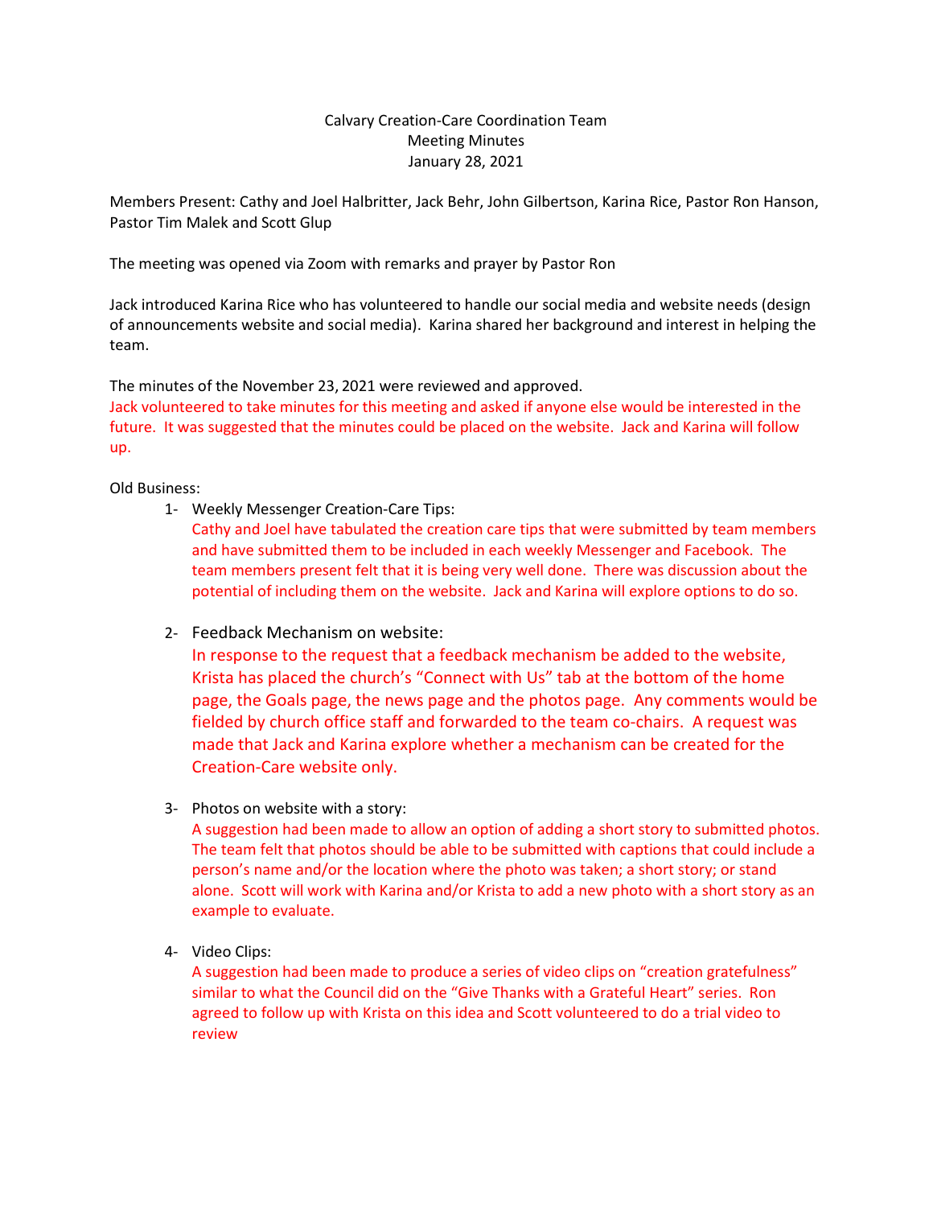Calvary Creation-Care Coordination Team
Meeting Minutes
January 28, 2021

Members Present: Cathy and Joel Halbritter, Jack Behr, John Gilbertson, Karina Rice, Pastor Ron Hanson, Pastor Tim Malek and Scott Glup

The meeting was opened via Zoom with remarks and prayer by Pastor Ron

Jack introduced Karina Rice who has volunteered to handle our social media and website needs (design of announcements website and social media). Karina shared her background and interest in helping the team.

The minutes of the November 23, 2021 were reviewed and approved.
Jack volunteered to take minutes for this meeting and asked if anyone else would be interested in the future. It was suggested that the minutes could be placed on the website. Jack and Karina will follow up.

Old Business:

1- Weekly Messenger Creation-Care Tips:
   Cathy and Joel have tabulated the creation care tips that were submitted by team members and have submitted them to be included in each weekly Messenger and Facebook. The team members present felt that it is being very well done. There was discussion about the potential of including them on the website. Jack and Karina will explore options to do so.

2- Feedback Mechanism on website:
   In response to the request that a feedback mechanism be added to the website, Krista has placed the church's "Connect with Us" tab at the bottom of the home page, the Goals page, the news page and the photos page. Any comments would be fielded by church office staff and forwarded to the team co-chairs. A request was made that Jack and Karina explore whether a mechanism can be created for the Creation-Care website only.

3- Photos on website with a story:
   A suggestion had been made to allow an option of adding a short story to submitted photos. The team felt that photos should be able to be submitted with captions that could include a person's name and/or the location where the photo was taken; a short story; or stand alone. Scott will work with Karina and/or Krista to add a new photo with a short story as an example to evaluate.

4- Video Clips:
   A suggestion had been made to produce a series of video clips on "creation gratefulness" similar to what the Council did on the "Give Thanks with a Grateful Heart" series. Ron agreed to follow up with Krista on this idea and Scott volunteered to do a trial video to review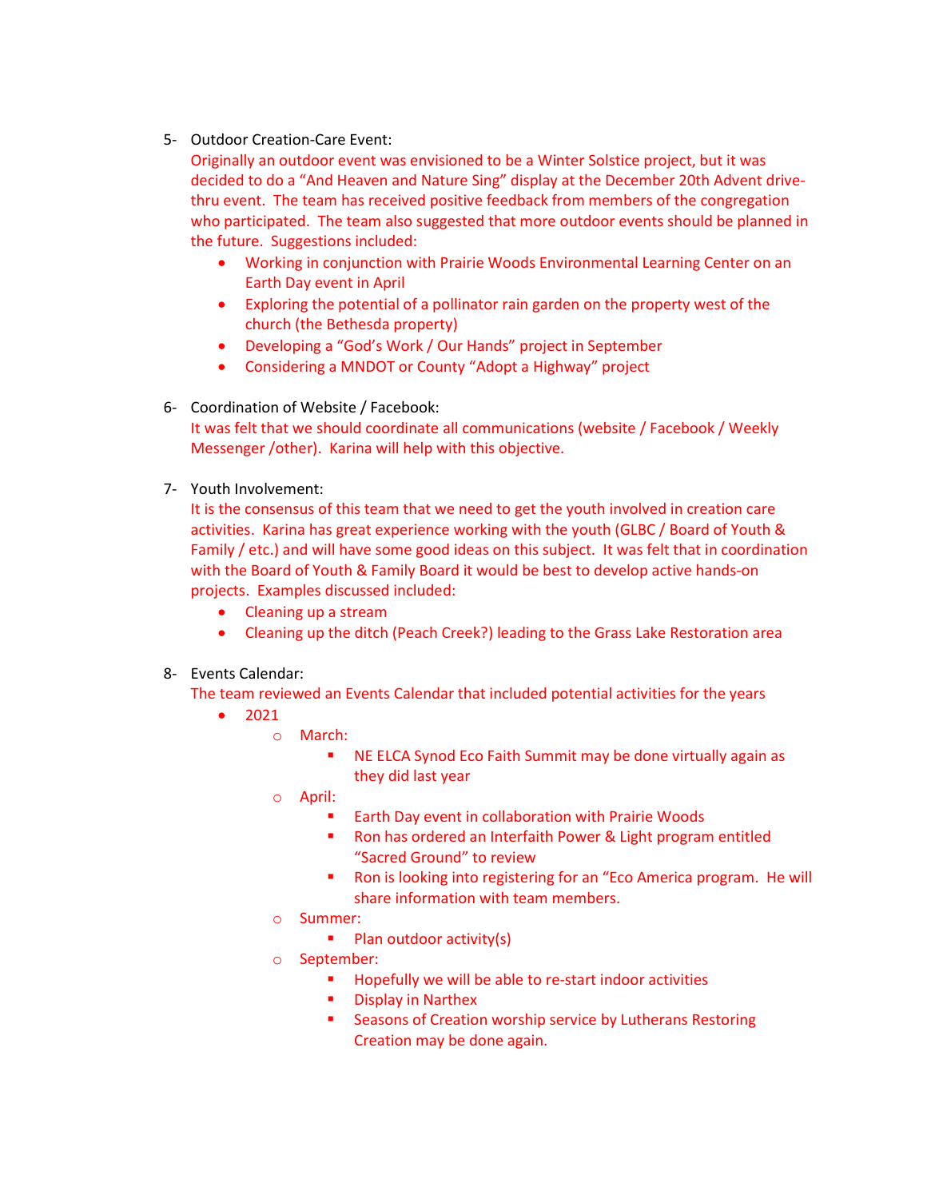5- Outdoor Creation-Care Event:
Originally an outdoor event was envisioned to be a Winter Solstice project, but it was decided to do a "And Heaven and Nature Sing" display at the December 20th Advent drive-thru event. The team has received positive feedback from members of the congregation who participated. The team also suggested that more outdoor events should be planned in the future. Suggestions included:

- Working in conjunction with Prairie Woods Environmental Learning Center on an Earth Day event in April
- Exploring the potential of a pollinator rain garden on the property west of the church (the Bethesda property)
- Developing a "God's Work / Our Hands" project in September
- Considering a MNDOT or County "Adopt a Highway" project

6- Coordination of Website / Facebook:
It was felt that we should coordinate all communications (website / Facebook / Weekly Messenger /other). Karina will help with this objective.

7- Youth Involvement:
It is the consensus of this team that we need to get the youth involved in creation care activities. Karina has great experience working with the youth (GLBC / Board of Youth & Family / etc.) and will have some good ideas on this subject. It was felt that in coordination with the Board of Youth & Family Board it would be best to develop active hands-on projects. Examples discussed included:

- Cleaning up a stream
- Cleaning up the ditch (Peach Creek?) leading to the Grass Lake Restoration area

8- Events Calendar:
The team reviewed an Events Calendar that included potential activities for the years

- 2021
  - March:
    - NE ELCA Synod Eco Faith Summit may be done virtually again as they did last year
  - April:
    - Earth Day event in collaboration with Prairie Woods
    - Ron has ordered an Interfaith Power & Light program entitled "Sacred Ground" to review
    - Ron is looking into registering for an "Eco America program. He will share information with team members.
  - Summer:
    - Plan outdoor activity(s)
  - September:
    - Hopefully we will be able to re-start indoor activities
    - Display in Narthex
    - Seasons of Creation worship service by Lutherans Restoring Creation may be done again.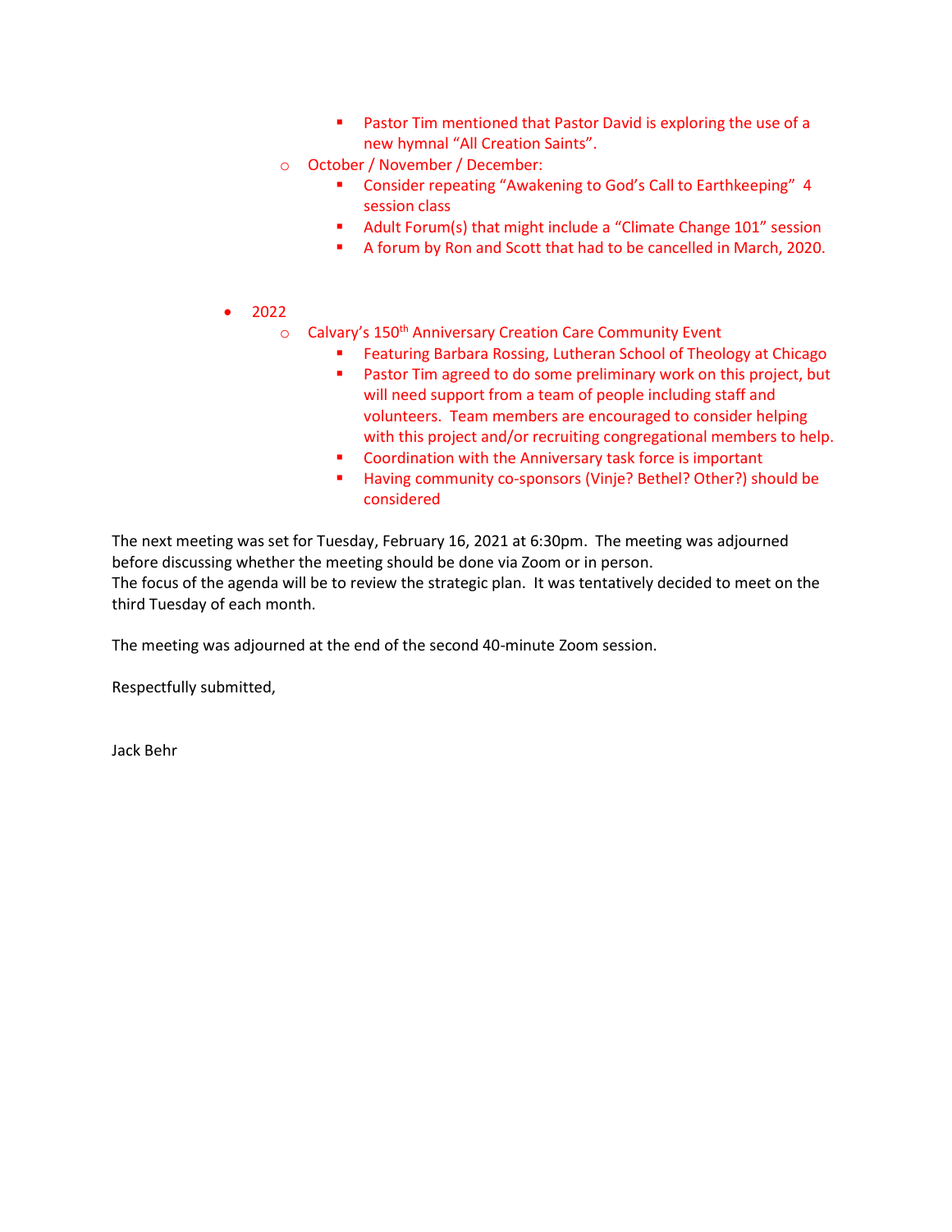- Pastor Tim mentioned that Pastor David is exploring the use of a new hymnal "All Creation Saints".
    - October / November / December:
        - Consider repeating "Awakening to God's Call to Earthkeeping" 4 session class
        - Adult Forum(s) that might include a "Climate Change 101" session
        - A forum by Ron and Scott that had to be cancelled in March, 2020.

- 2022
    - Calvary's 150th Anniversary Creation Care Community Event
        - Featuring Barbara Rossing, Lutheran School of Theology at Chicago
        - Pastor Tim agreed to do some preliminary work on this project, but will need support from a team of people including staff and volunteers. Team members are encouraged to consider helping with this project and/or recruiting congregational members to help.
        - Coordination with the Anniversary task force is important
        - Having community co-sponsors (Vinje? Bethel? Other?) should be considered

The next meeting was set for Tuesday, February 16, 2021 at 6:30pm. The meeting was adjourned before discussing whether the meeting should be done via Zoom or in person.
The focus of the agenda will be to review the strategic plan. It was tentatively decided to meet on the third Tuesday of each month.

The meeting was adjourned at the end of the second 40-minute Zoom session.

Respectfully submitted,

Jack Behr